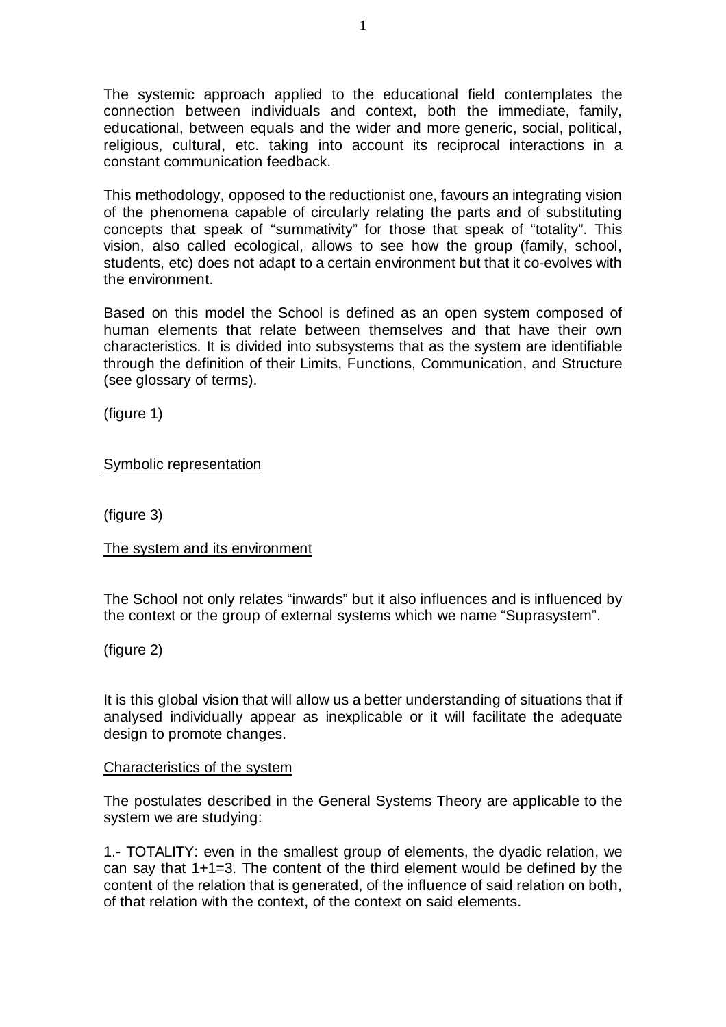The systemic approach applied to the educational field contemplates the connection between individuals and context, both the immediate, family, educational, between equals and the wider and more generic, social, political, religious, cultural, etc. taking into account its reciprocal interactions in a constant communication feedback.

This methodology, opposed to the reductionist one, favours an integrating vision of the phenomena capable of circularly relating the parts and of substituting concepts that speak of "summativity" for those that speak of "totality". This vision, also called ecological, allows to see how the group (family, school, students, etc) does not adapt to a certain environment but that it co-evolves with the environment.

Based on this model the School is defined as an open system composed of human elements that relate between themselves and that have their own characteristics. It is divided into subsystems that as the system are identifiable through the definition of their Limits, Functions, Communication, and Structure (see glossary of terms).

(figure 1)

<u>Symbolic representation</u>

(figure 3)

<u>The system and its environment</u>

The School not only relates "inwards" but it also influences and is influenced by the context or the group of external systems which we name "Suprasystem".

(figure 2)

It is this global vision that will allow us a better understanding of situations that if analysed individually appear as inexplicable or it will facilitate the adequate design to promote changes.

<u>Characteristics of the system</u>

The postulates described in the General Systems Theory are applicable to the system we are studying:

1.- TOTALITY: even in the smallest group of elements, the dyadic relation, we can say that 1+1=3. The content of the third element would be defined by the content of the relation that is generated, of the influence of said relation on both, of that relation with the context, of the context on said elements.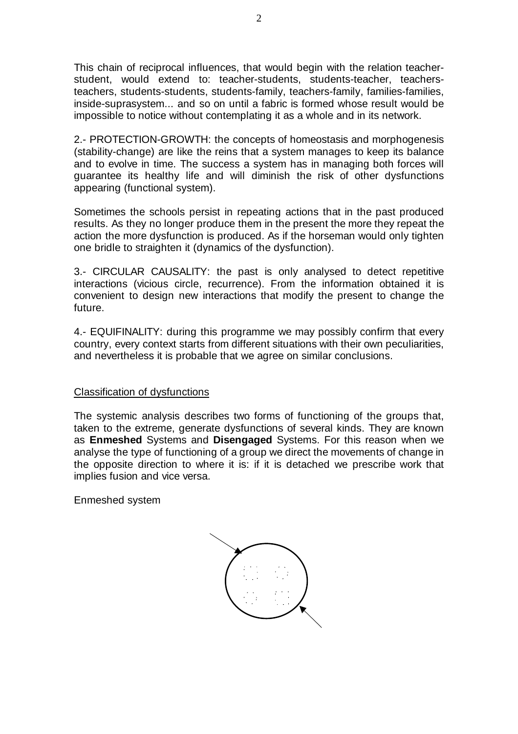This chain of reciprocal influences, that would begin with the relation teacher-student, would extend to: teacher-students, students-teacher, teachers-teachers, students-students, students-family, teachers-family, families-families, inside-suprasystem... and so on until a fabric is formed whose result would be impossible to notice without contemplating it as a whole and in its network.

2.- PROTECTION-GROWTH: the concepts of homeostasis and morphogenesis (stability-change) are like the reins that a system manages to keep its balance and to evolve in time. The success a system has in managing both forces will guarantee its healthy life and will diminish the risk of other dysfunctions appearing (functional system).

Sometimes the schools persist in repeating actions that in the past produced results. As they no longer produce them in the present the more they repeat the action the more dysfunction is produced. As if the horseman would only tighten one bridle to straighten it (dynamics of the dysfunction).

3.- CIRCULAR CAUSALITY: the past is only analysed to detect repetitive interactions (vicious circle, recurrence). From the information obtained it is convenient to design new interactions that modify the present to change the future.

4.- EQUIFINALITY: during this programme we may possibly confirm that every country, every context starts from different situations with their own peculiarities, and nevertheless it is probable that we agree on similar conclusions.

<u>Classification of dysfunctions</u>

The systemic analysis describes two forms of functioning of the groups that, taken to the extreme, generate dysfunctions of several kinds. They are known as **Enmeshed** Systems and **Disengaged** Systems. For this reason when we analyse the type of functioning of a group we direct the movements of change in the opposite direction to where it is: if it is detached we prescribe work that implies fusion and vice versa.

Enmeshed system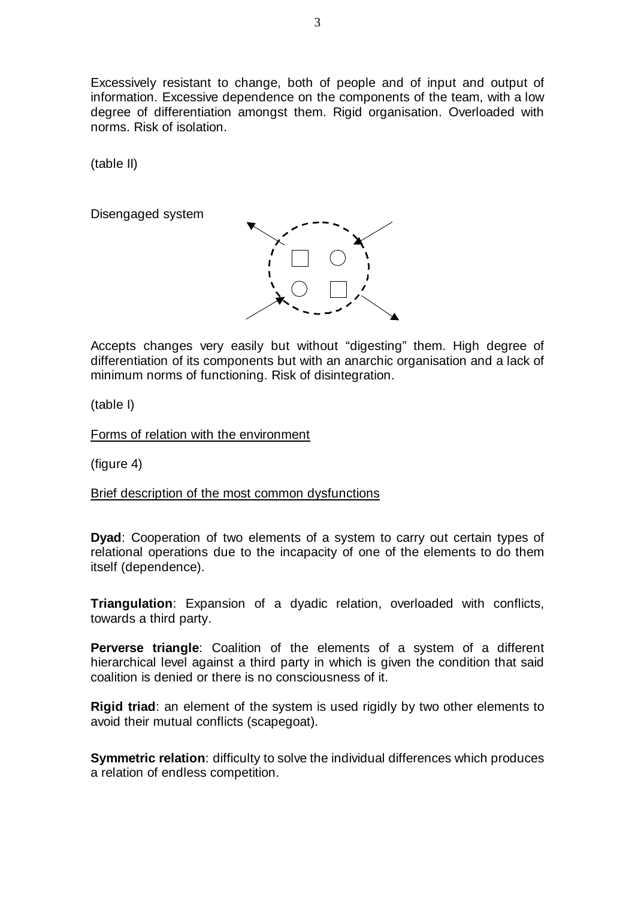Excessively resistant to change, both of people and of input and output of information. Excessive dependence on the components of the team, with a low degree of differentiation amongst them. Rigid organisation. Overloaded with norms. Risk of isolation.

(table II)

Disengaged system

Accepts changes very easily but without "digesting" them. High degree of differentiation of its components but with an anarchic organisation and a lack of minimum norms of functioning. Risk of disintegration.

(table I)

Forms of relation with the environment

(figure 4)

Brief description of the most common dysfunctions

**Dyad**: Cooperation of two elements of a system to carry out certain types of relational operations due to the incapacity of one of the elements to do them itself (dependence).

**Triangulation**: Expansion of a dyadic relation, overloaded with conflicts, towards a third party.

**Perverse triangle**: Coalition of the elements of a system of a different hierarchical level against a third party in which is given the condition that said coalition is denied or there is no consciousness of it.

**Rigid triad**: an element of the system is used rigidly by two other elements to avoid their mutual conflicts (scapegoat).

**Symmetric relation**: difficulty to solve the individual differences which produces a relation of endless competition.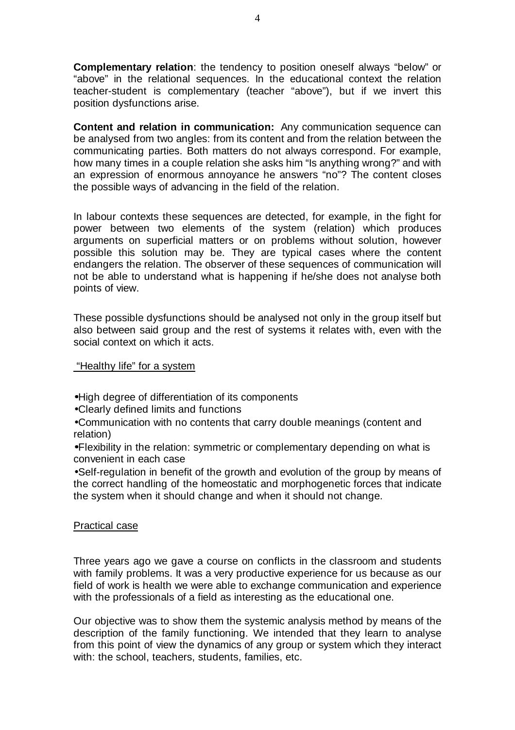**Complementary relation**: the tendency to position oneself always "below" or "above" in the relational sequences. In the educational context the relation teacher-student is complementary (teacher "above"), but if we invert this position dysfunctions arise.

**Content and relation in communication:** Any communication sequence can be analysed from two angles: from its content and from the relation between the communicating parties. Both matters do not always correspond. For example, how many times in a couple relation she asks him "Is anything wrong?" and with an expression of enormous annoyance he answers "no"? The content closes the possible ways of advancing in the field of the relation.

In labour contexts these sequences are detected, for example, in the fight for power between two elements of the system (relation) which produces arguments on superficial matters or on problems without solution, however possible this solution may be. They are typical cases where the content endangers the relation. The observer of these sequences of communication will not be able to understand what is happening if he/she does not analyse both points of view.

These possible dysfunctions should be analysed not only in the group itself but also between said group and the rest of systems it relates with, even with the social context on which it acts.

## "Healthy life" for a system

- High degree of differentiation of its components
- Clearly defined limits and functions
- Communication with no contents that carry double meanings (content and relation)
- Flexibility in the relation: symmetric or complementary depending on what is convenient in each case
- Self-regulation in benefit of the growth and evolution of the group by means of the correct handling of the homeostatic and morphogenetic forces that indicate the system when it should change and when it should not change.

## Practical case

Three years ago we gave a course on conflicts in the classroom and students with family problems. It was a very productive experience for us because as our field of work is health we were able to exchange communication and experience with the professionals of a field as interesting as the educational one.

Our objective was to show them the systemic analysis method by means of the description of the family functioning. We intended that they learn to analyse from this point of view the dynamics of any group or system which they interact with: the school, teachers, students, families, etc.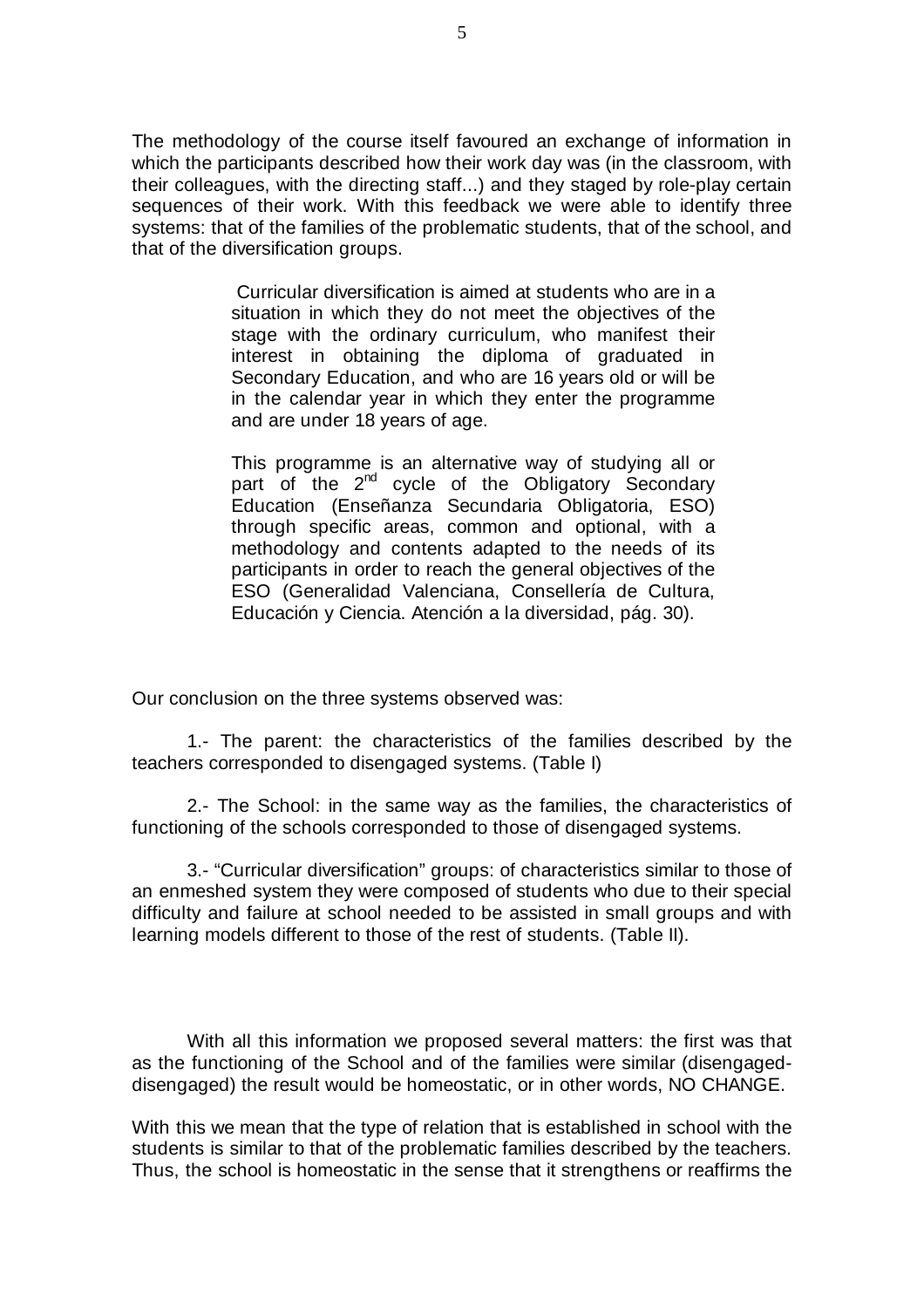The methodology of the course itself favoured an exchange of information in which the participants described how their work day was (in the classroom, with their colleagues, with the directing staff...) and they staged by role-play certain sequences of their work. With this feedback we were able to identify three systems: that of the families of the problematic students, that of the school, and that of the diversification groups.

> Curricular diversification is aimed at students who are in a situation in which they do not meet the objectives of the stage with the ordinary curriculum, who manifest their interest in obtaining the diploma of graduated in Secondary Education, and who are 16 years old or will be in the calendar year in which they enter the programme and are under 18 years of age.
>
> This programme is an alternative way of studying all or part of the 2nd cycle of the Obligatory Secondary Education (Enseñanza Secundaria Obligatoria, ESO) through specific areas, common and optional, with a methodology and contents adapted to the needs of its participants in order to reach the general objectives of the ESO (Generalidad Valenciana, Consellería de Cultura, Educación y Ciencia. Atención a la diversidad, pág. 30).

Our conclusion on the three systems observed was:

1.- The parent: the characteristics of the families described by the teachers corresponded to disengaged systems. (Table I)

2.- The School: in the same way as the families, the characteristics of functioning of the schools corresponded to those of disengaged systems.

3.- "Curricular diversification" groups: of characteristics similar to those of an enmeshed system they were composed of students who due to their special difficulty and failure at school needed to be assisted in small groups and with learning models different to those of the rest of students. (Table II).

With all this information we proposed several matters: the first was that as the functioning of the School and of the families were similar (disengaged-disengaged) the result would be homeostatic, or in other words, NO CHANGE.

With this we mean that the type of relation that is established in school with the students is similar to that of the problematic families described by the teachers. Thus, the school is homeostatic in the sense that it strengthens or reaffirms the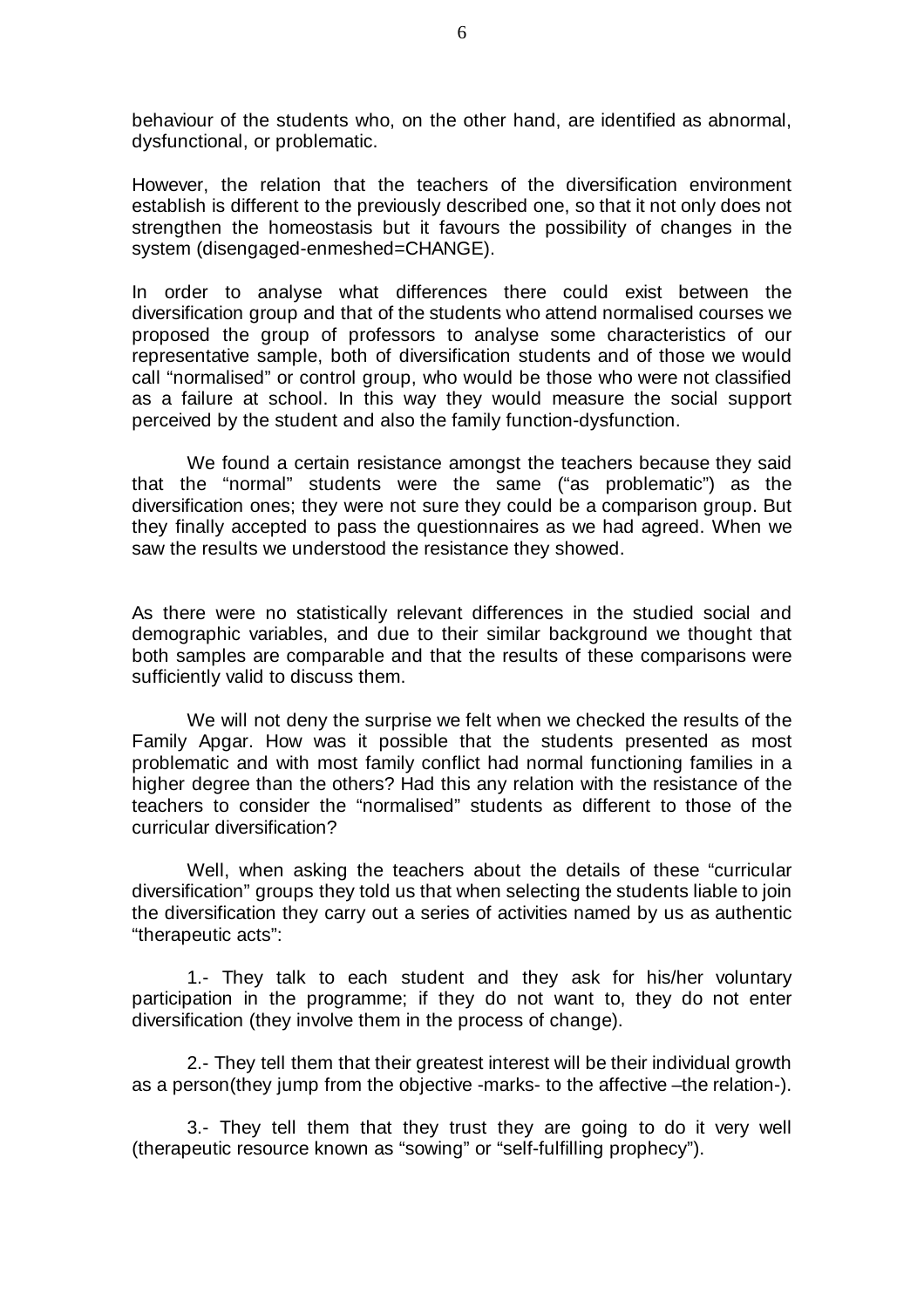behaviour of the students who, on the other hand, are identified as abnormal, dysfunctional, or problematic.

However, the relation that the teachers of the diversification environment establish is different to the previously described one, so that it not only does not strengthen the homeostasis but it favours the possibility of changes in the system (disengaged-enmeshed=CHANGE).

In order to analyse what differences there could exist between the diversification group and that of the students who attend normalised courses we proposed the group of professors to analyse some characteristics of our representative sample, both of diversification students and of those we would call "normalised" or control group, who would be those who were not classified as a failure at school. In this way they would measure the social support perceived by the student and also the family function-dysfunction.

We found a certain resistance amongst the teachers because they said that the "normal" students were the same ("as problematic") as the diversification ones; they were not sure they could be a comparison group. But they finally accepted to pass the questionnaires as we had agreed. When we saw the results we understood the resistance they showed.

As there were no statistically relevant differences in the studied social and demographic variables, and due to their similar background we thought that both samples are comparable and that the results of these comparisons were sufficiently valid to discuss them.

We will not deny the surprise we felt when we checked the results of the Family Apgar. How was it possible that the students presented as most problematic and with most family conflict had normal functioning families in a higher degree than the others? Had this any relation with the resistance of the teachers to consider the "normalised" students as different to those of the curricular diversification?

Well, when asking the teachers about the details of these "curricular diversification" groups they told us that when selecting the students liable to join the diversification they carry out a series of activities named by us as authentic "therapeutic acts":

1.- They talk to each student and they ask for his/her voluntary participation in the programme; if they do not want to, they do not enter diversification (they involve them in the process of change).

2.- They tell them that their greatest interest will be their individual growth as a person(they jump from the objective -marks- to the affective –the relation-).

3.- They tell them that they trust they are going to do it very well (therapeutic resource known as "sowing" or "self-fulfilling prophecy").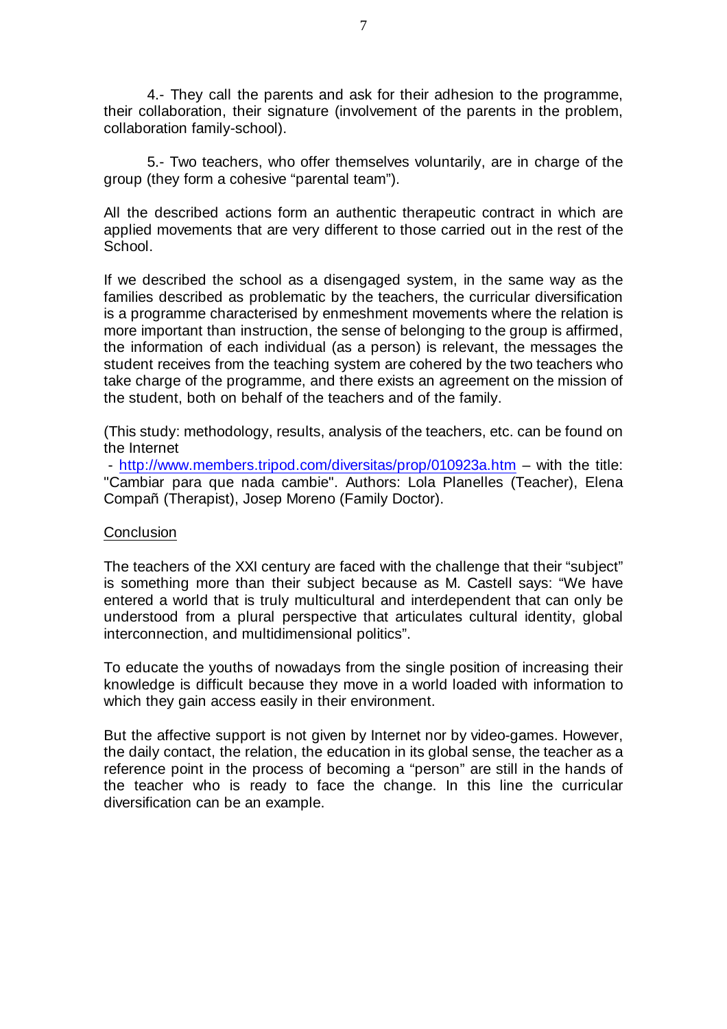4.- They call the parents and ask for their adhesion to the programme, their collaboration, their signature (involvement of the parents in the problem, collaboration family-school).

5.- Two teachers, who offer themselves voluntarily, are in charge of the group (they form a cohesive "parental team").

All the described actions form an authentic therapeutic contract in which are applied movements that are very different to those carried out in the rest of the School.

If we described the school as a disengaged system, in the same way as the families described as problematic by the teachers, the curricular diversification is a programme characterised by enmeshment movements where the relation is more important than instruction, the sense of belonging to the group is affirmed, the information of each individual (as a person) is relevant, the messages the student receives from the teaching system are cohered by the two teachers who take charge of the programme, and there exists an agreement on the mission of the student, both on behalf of the teachers and of the family.

(This study: methodology, results, analysis of the teachers, etc. can be found on the Internet
 - http://www.members.tripod.com/diversitas/prop/010923a.htm – with the title: "Cambiar para que nada cambie". Authors: Lola Planelles (Teacher), Elena Compañ (Therapist), Josep Moreno (Family Doctor).

## Conclusion

The teachers of the XXI century are faced with the challenge that their "subject" is something more than their subject because as M. Castell says: "We have entered a world that is truly multicultural and interdependent that can only be understood from a plural perspective that articulates cultural identity, global interconnection, and multidimensional politics".

To educate the youths of nowadays from the single position of increasing their knowledge is difficult because they move in a world loaded with information to which they gain access easily in their environment.

But the affective support is not given by Internet nor by video-games. However, the daily contact, the relation, the education in its global sense, the teacher as a reference point in the process of becoming a "person" are still in the hands of the teacher who is ready to face the change. In this line the curricular diversification can be an example.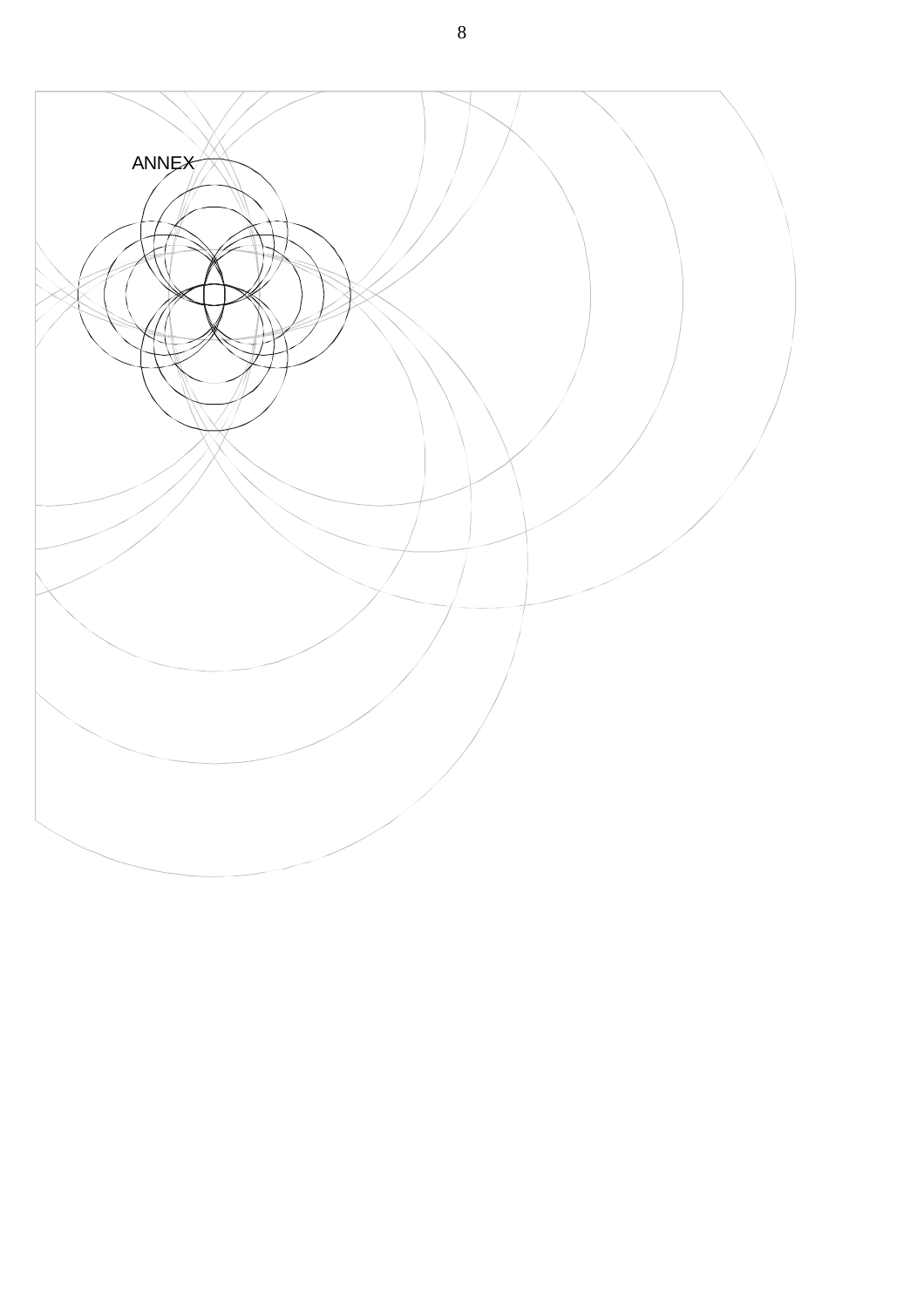# ANNEX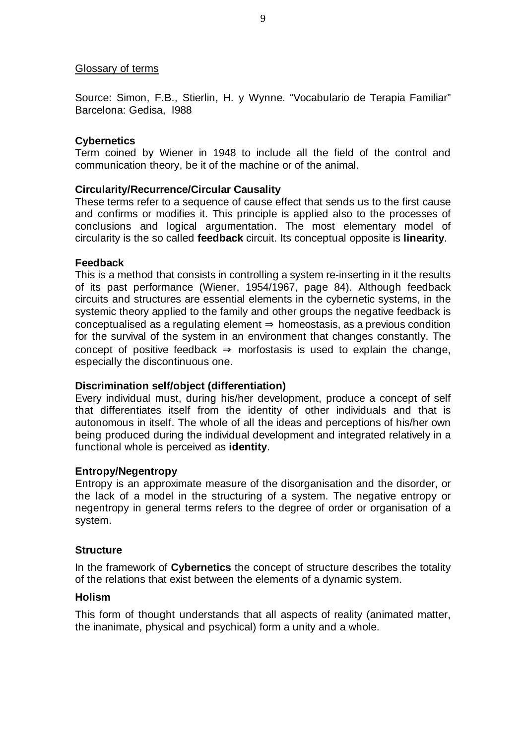## Glossary of terms

Source: Simon, F.B., Stierlin, H. y Wynne. "Vocabulario de Terapia Familiar" Barcelona: Gedisa, l988

**Cybernetics**
Term coined by Wiener in 1948 to include all the field of the control and communication theory, be it of the machine or of the animal.

**Circularity/Recurrence/Circular Causality**
These terms refer to a sequence of cause effect that sends us to the first cause and confirms or modifies it. This principle is applied also to the processes of conclusions and logical argumentation. The most elementary model of circularity is the so called **feedback** circuit. Its conceptual opposite is **linearity**.

**Feedback**
This is a method that consists in controlling a system re-inserting in it the results of its past performance (Wiener, 1954/1967, page 84). Although feedback circuits and structures are essential elements in the cybernetic systems, in the systemic theory applied to the family and other groups the negative feedback is conceptualised as a regulating element ⇒ homeostasis, as a previous condition for the survival of the system in an environment that changes constantly. The concept of positive feedback ⇒ morfostasis is used to explain the change, especially the discontinuous one.

**Discrimination self/object (differentiation)**
Every individual must, during his/her development, produce a concept of self that differentiates itself from the identity of other individuals and that is autonomous in itself. The whole of all the ideas and perceptions of his/her own being produced during the individual development and integrated relatively in a functional whole is perceived as **identity**.

**Entropy/Negentropy**
Entropy is an approximate measure of the disorganisation and the disorder, or the lack of a model in the structuring of a system. The negative entropy or negentropy in general terms refers to the degree of order or organisation of a system.

**Structure**

In the framework of **Cybernetics** the concept of structure describes the totality of the relations that exist between the elements of a dynamic system.

**Holism**

This form of thought understands that all aspects of reality (animated matter, the inanimate, physical and psychical) form a unity and a whole.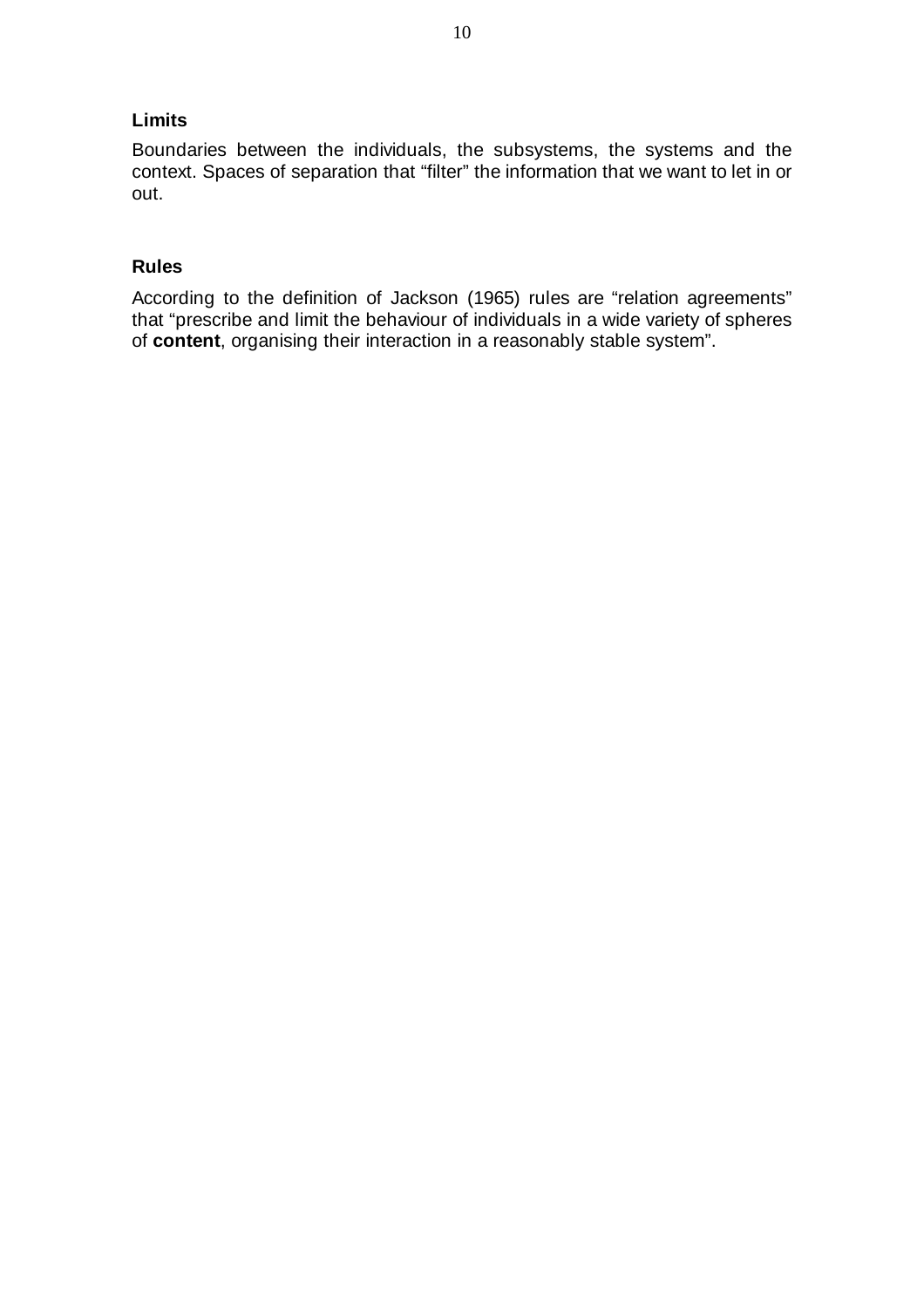### Limits

Boundaries between the individuals, the subsystems, the systems and the context. Spaces of separation that "filter" the information that we want to let in or out.

### Rules

According to the definition of Jackson (1965) rules are "relation agreements" that "prescribe and limit the behaviour of individuals in a wide variety of spheres of **content**, organising their interaction in a reasonably stable system".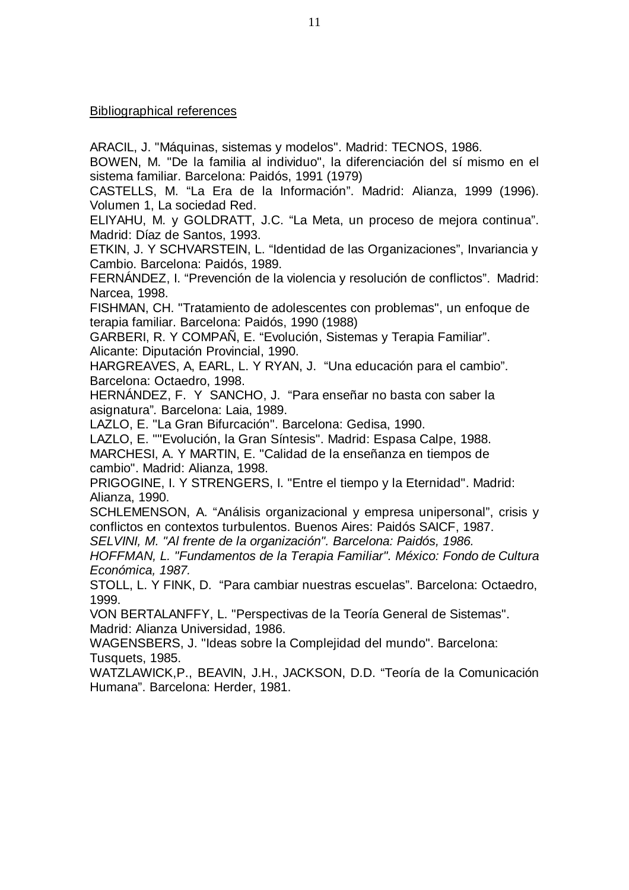Bibliographical references

ARACIL, J. "Máquinas, sistemas y modelos". Madrid: TECNOS, 1986.

BOWEN, M. "De la familia al individuo", la diferenciación del sí mismo en el sistema familiar. Barcelona: Paidós, 1991 (1979)

CASTELLS, M. “La Era de la Información”. Madrid: Alianza, 1999 (1996). Volumen 1, La sociedad Red.

ELIYAHU, M. y GOLDRATT, J.C. “La Meta, un proceso de mejora continua”. Madrid: Díaz de Santos, 1993.

ETKIN, J. Y SCHVARSTEIN, L. “Identidad de las Organizaciones”, Invariancia y Cambio. Barcelona: Paidós, 1989.

FERNÁNDEZ, I. “Prevención de la violencia y resolución de conflictos”. Madrid: Narcea, 1998.

FISHMAN, CH. "Tratamiento de adolescentes con problemas", un enfoque de terapia familiar. Barcelona: Paidós, 1990 (1988)

GARBERI, R. Y COMPAÑ, E. “Evolución, Sistemas y Terapia Familiar”. Alicante: Diputación Provincial, 1990.

HARGREAVES, A, EARL, L. Y RYAN, J. “Una educación para el cambio”. Barcelona: Octaedro, 1998.

HERNÁNDEZ, F. Y SANCHO, J. “Para enseñar no basta con saber la asignatura”. Barcelona: Laia, 1989.

LAZLO, E. "La Gran Bifurcación". Barcelona: Gedisa, 1990.

LAZLO, E. ""Evolución, la Gran Síntesis". Madrid: Espasa Calpe, 1988.

MARCHESI, A. Y MARTIN, E. "Calidad de la enseñanza en tiempos de cambio". Madrid: Alianza, 1998.

PRIGOGINE, I. Y STRENGERS, I. "Entre el tiempo y la Eternidad". Madrid: Alianza, 1990.

SCHLEMENSON, A. “Análisis organizacional y empresa unipersonal”, crisis y conflictos en contextos turbulentos. Buenos Aires: Paidós SAICF, 1987.

*SELVINI, M. "Al frente de la organización". Barcelona: Paidós, 1986.*

*HOFFMAN, L. "Fundamentos de la Terapia Familiar". México: Fondo de Cultura Económica, 1987.*

STOLL, L. Y FINK, D. “Para cambiar nuestras escuelas”. Barcelona: Octaedro, 1999.

VON BERTALANFFY, L. "Perspectivas de la Teoría General de Sistemas". Madrid: Alianza Universidad, 1986.

WAGENSBERS, J. "Ideas sobre la Complejidad del mundo". Barcelona: Tusquets, 1985.

WATZLAWICK,P., BEAVIN, J.H., JACKSON, D.D. “Teoría de la Comunicación Humana”. Barcelona: Herder, 1981.